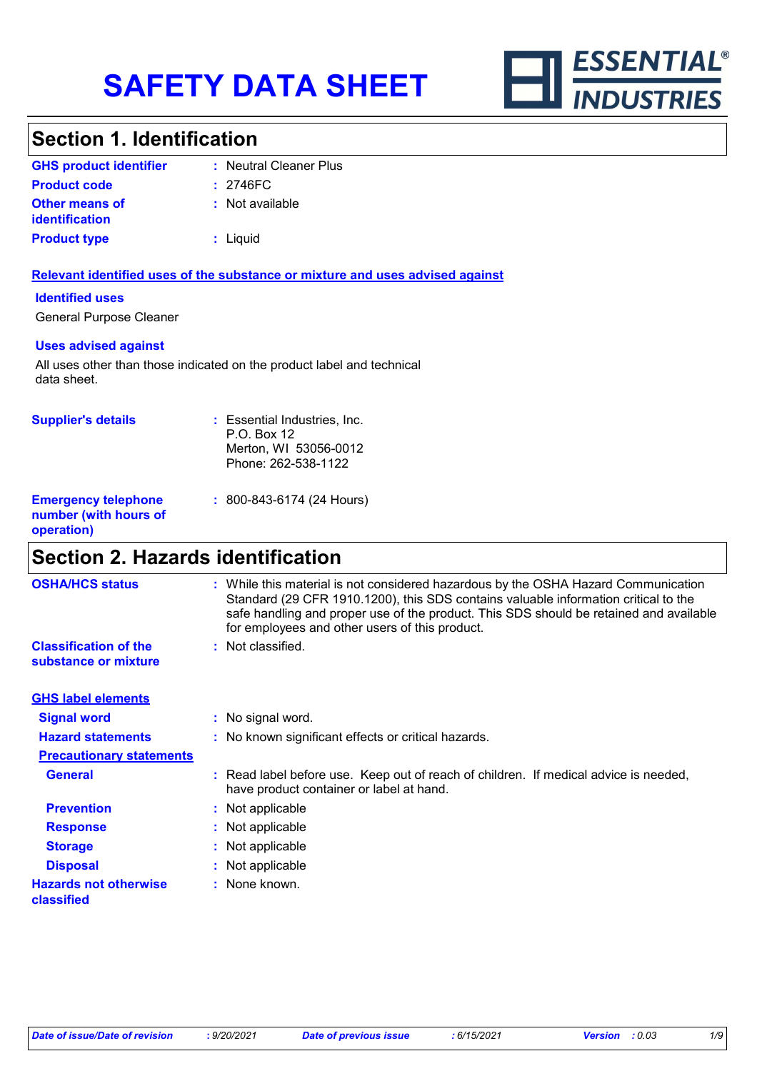# SAFETY DATA SHEET

ESSENTIAL® INDUSTRIES

## Section 1. Identification

**GHS product identifier** : Neutral Cleaner Plus

**Product code** : 2746FC

**Other means of identification** : Not available

**Product type** : Liquid

### Relevant identified uses of the substance or mixture and uses advised against

**Identified uses**

General Purpose Cleaner

**Uses advised against**

All uses other than those indicated on the product label and technical data sheet.

**Supplier's details** : Essential Industries, Inc.
P.O. Box 12
Merton, WI 53056-0012
Phone: 262-538-1122

**Emergency telephone number (with hours of operation)** : 800-843-6174 (24 Hours)

## Section 2. Hazards identification

**OSHA/HCS status** : While this material is not considered hazardous by the OSHA Hazard Communication Standard (29 CFR 1910.1200), this SDS contains valuable information critical to the safe handling and proper use of the product. This SDS should be retained and available for employees and other users of this product.

**Classification of the substance or mixture** : Not classified.

### GHS label elements

**Signal word** : No signal word.

**Hazard statements** : No known significant effects or critical hazards.

**Precautionary statements**

**General** : Read label before use. Keep out of reach of children. If medical advice is needed, have product container or label at hand.

**Prevention** : Not applicable

**Response** : Not applicable

**Storage** : Not applicable

**Disposal** : Not applicable

**Hazards not otherwise classified** : None known.

*Date of issue/Date of revision* : 9/20/2021 *Date of previous issue* : 6/15/2021 *Version* : 0.03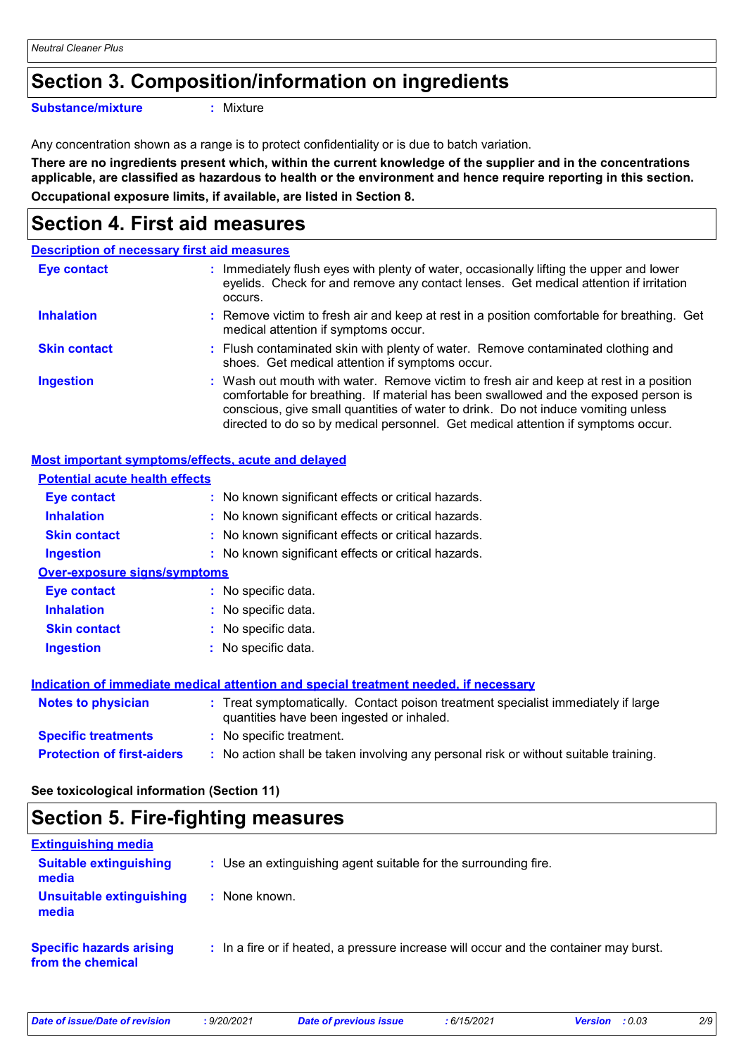## Section 3. Composition/information on ingredients

**Substance/mixture** : Mixture

Any concentration shown as a range is to protect confidentiality or is due to batch variation.

**There are no ingredients present which, within the current knowledge of the supplier and in the concentrations applicable, are classified as hazardous to health or the environment and hence require reporting in this section.**

**Occupational exposure limits, if available, are listed in Section 8.**

## Section 4. First aid measures

### Description of necessary first aid measures

**Eye contact** : Immediately flush eyes with plenty of water, occasionally lifting the upper and lower eyelids. Check for and remove any contact lenses. Get medical attention if irritation occurs.

**Inhalation** : Remove victim to fresh air and keep at rest in a position comfortable for breathing. Get medical attention if symptoms occur.

**Skin contact** : Flush contaminated skin with plenty of water. Remove contaminated clothing and shoes. Get medical attention if symptoms occur.

**Ingestion** : Wash out mouth with water. Remove victim to fresh air and keep at rest in a position comfortable for breathing. If material has been swallowed and the exposed person is conscious, give small quantities of water to drink. Do not induce vomiting unless directed to do so by medical personnel. Get medical attention if symptoms occur.

### Most important symptoms/effects, acute and delayed

#### Potential acute health effects

**Eye contact** : No known significant effects or critical hazards.

**Inhalation** : No known significant effects or critical hazards.

**Skin contact** : No known significant effects or critical hazards.

**Ingestion** : No known significant effects or critical hazards.

#### Over-exposure signs/symptoms

**Eye contact** : No specific data.

**Inhalation** : No specific data.

**Skin contact** : No specific data.

**Ingestion** : No specific data.

### Indication of immediate medical attention and special treatment needed, if necessary

**Notes to physician** : Treat symptomatically. Contact poison treatment specialist immediately if large quantities have been ingested or inhaled.

**Specific treatments** : No specific treatment.

**Protection of first-aiders** : No action shall be taken involving any personal risk or without suitable training.

**See toxicological information (Section 11)**

## Section 5. Fire-fighting measures

### Extinguishing media

**Suitable extinguishing media** : Use an extinguishing agent suitable for the surrounding fire.

**Unsuitable extinguishing media** : None known.

**Specific hazards arising from the chemical** : In a fire or if heated, a pressure increase will occur and the container may burst.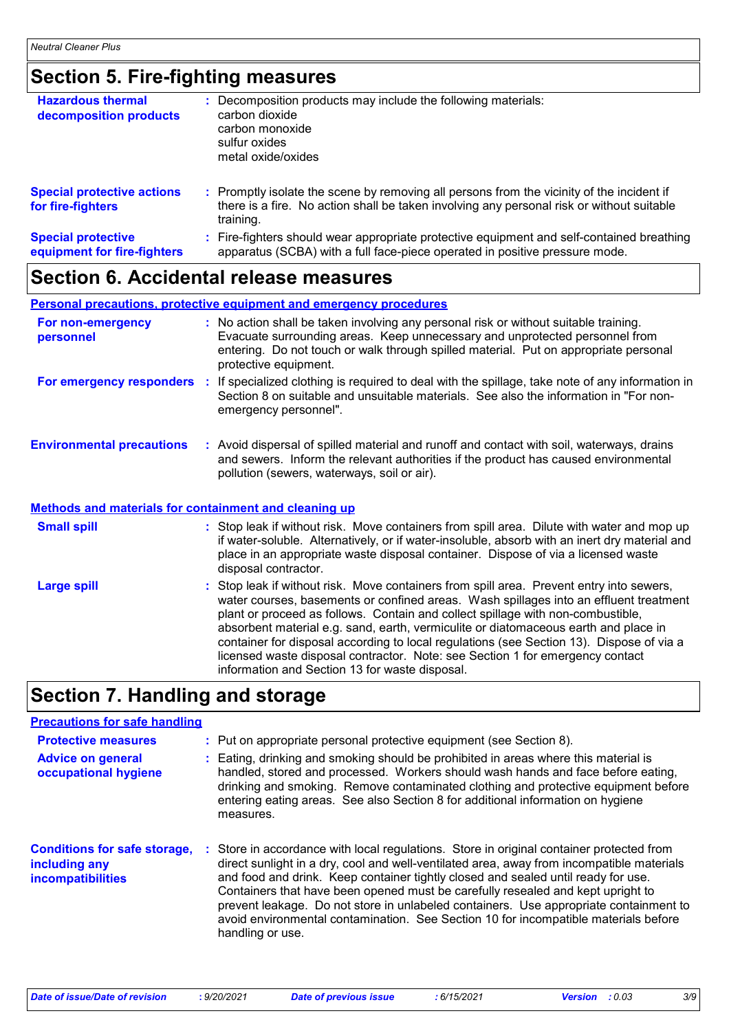## Section 5. Fire-fighting measures

**Hazardous thermal decomposition products** : Decomposition products may include the following materials:
carbon dioxide
carbon monoxide
sulfur oxides
metal oxide/oxides

**Special protective actions for fire-fighters** : Promptly isolate the scene by removing all persons from the vicinity of the incident if there is a fire. No action shall be taken involving any personal risk or without suitable training.

**Special protective equipment for fire-fighters** : Fire-fighters should wear appropriate protective equipment and self-contained breathing apparatus (SCBA) with a full face-piece operated in positive pressure mode.

## Section 6. Accidental release measures

### Personal precautions, protective equipment and emergency procedures

**For non-emergency personnel** : No action shall be taken involving any personal risk or without suitable training. Evacuate surrounding areas. Keep unnecessary and unprotected personnel from entering. Do not touch or walk through spilled material. Put on appropriate personal protective equipment.

**For emergency responders** : If specialized clothing is required to deal with the spillage, take note of any information in Section 8 on suitable and unsuitable materials. See also the information in "For non-emergency personnel".

**Environmental precautions** : Avoid dispersal of spilled material and runoff and contact with soil, waterways, drains and sewers. Inform the relevant authorities if the product has caused environmental pollution (sewers, waterways, soil or air).

### Methods and materials for containment and cleaning up

**Small spill** : Stop leak if without risk. Move containers from spill area. Dilute with water and mop up if water-soluble. Alternatively, or if water-insoluble, absorb with an inert dry material and place in an appropriate waste disposal container. Dispose of via a licensed waste disposal contractor.

**Large spill** : Stop leak if without risk. Move containers from spill area. Prevent entry into sewers, water courses, basements or confined areas. Wash spillages into an effluent treatment plant or proceed as follows. Contain and collect spillage with non-combustible, absorbent material e.g. sand, earth, vermiculite or diatomaceous earth and place in container for disposal according to local regulations (see Section 13). Dispose of via a licensed waste disposal contractor. Note: see Section 1 for emergency contact information and Section 13 for waste disposal.

## Section 7. Handling and storage

### Precautions for safe handling

**Protective measures** : Put on appropriate personal protective equipment (see Section 8).

**Advice on general occupational hygiene** : Eating, drinking and smoking should be prohibited in areas where this material is handled, stored and processed. Workers should wash hands and face before eating, drinking and smoking. Remove contaminated clothing and protective equipment before entering eating areas. See also Section 8 for additional information on hygiene measures.

**Conditions for safe storage, including any incompatibilities** : Store in accordance with local regulations. Store in original container protected from direct sunlight in a dry, cool and well-ventilated area, away from incompatible materials and food and drink. Keep container tightly closed and sealed until ready for use. Containers that have been opened must be carefully resealed and kept upright to prevent leakage. Do not store in unlabeled containers. Use appropriate containment to avoid environmental contamination. See Section 10 for incompatible materials before handling or use.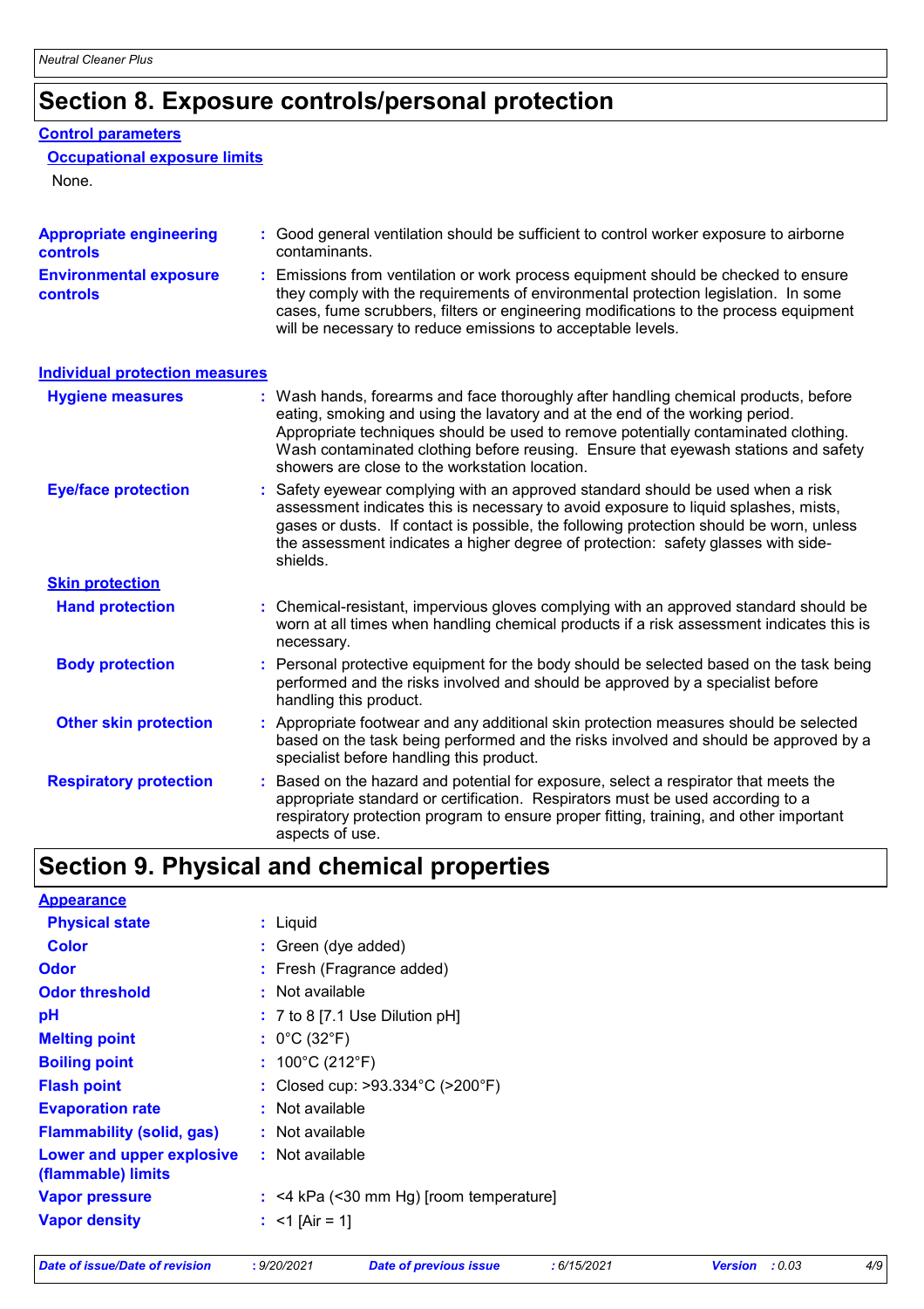# Section 8. Exposure controls/personal protection

### Control parameters

#### Occupational exposure limits

None.

**Appropriate engineering controls** : Good general ventilation should be sufficient to control worker exposure to airborne contaminants.

**Environmental exposure controls** : Emissions from ventilation or work process equipment should be checked to ensure they comply with the requirements of environmental protection legislation. In some cases, fume scrubbers, filters or engineering modifications to the process equipment will be necessary to reduce emissions to acceptable levels.

### Individual protection measures

**Hygiene measures** : Wash hands, forearms and face thoroughly after handling chemical products, before eating, smoking and using the lavatory and at the end of the working period. Appropriate techniques should be used to remove potentially contaminated clothing. Wash contaminated clothing before reusing. Ensure that eyewash stations and safety showers are close to the workstation location.

**Eye/face protection** : Safety eyewear complying with an approved standard should be used when a risk assessment indicates this is necessary to avoid exposure to liquid splashes, mists, gases or dusts. If contact is possible, the following protection should be worn, unless the assessment indicates a higher degree of protection: safety glasses with side-shields.

#### Skin protection

**Hand protection** : Chemical-resistant, impervious gloves complying with an approved standard should be worn at all times when handling chemical products if a risk assessment indicates this is necessary.

**Body protection** : Personal protective equipment for the body should be selected based on the task being performed and the risks involved and should be approved by a specialist before handling this product.

**Other skin protection** : Appropriate footwear and any additional skin protection measures should be selected based on the task being performed and the risks involved and should be approved by a specialist before handling this product.

**Respiratory protection** : Based on the hazard and potential for exposure, select a respirator that meets the appropriate standard or certification. Respirators must be used according to a respiratory protection program to ensure proper fitting, training, and other important aspects of use.

# Section 9. Physical and chemical properties

### Appearance

**Physical state** : Liquid

**Color** : Green (dye added)

**Odor** : Fresh (Fragrance added)

**Odor threshold** : Not available

**pH** : 7 to 8 [7.1 Use Dilution pH]

**Melting point** : 0°C (32°F)

**Boiling point** : 100°C (212°F)

**Flash point** : Closed cup: >93.334°C (>200°F)

**Evaporation rate** : Not available

**Flammability (solid, gas)** : Not available

**Lower and upper explosive (flammable) limits** : Not available

**Vapor pressure** : <4 kPa (<30 mm Hg) [room temperature]

**Vapor density** : <1 [Air = 1]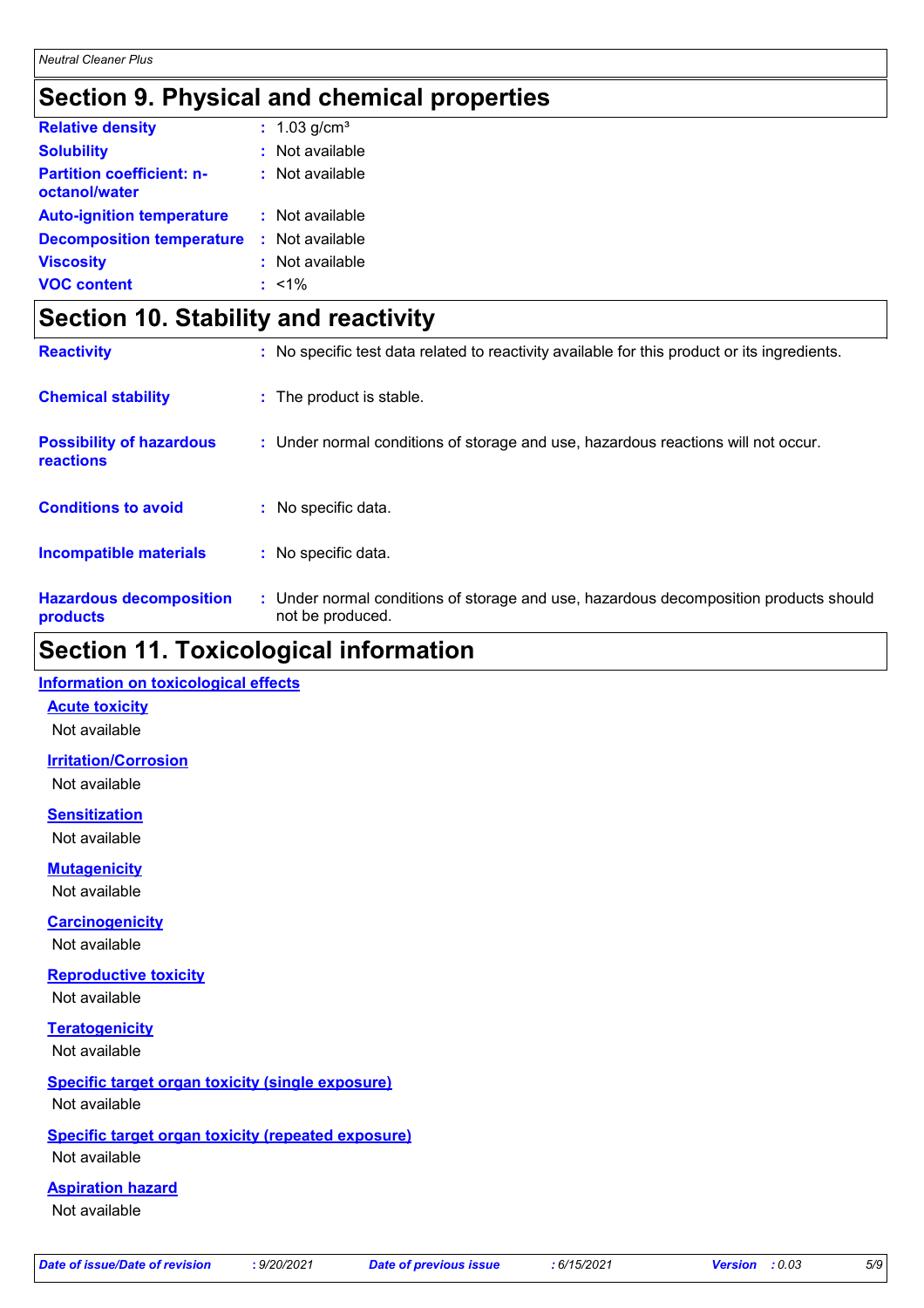## Section 9. Physical and chemical properties

| | | |
|---|---|---|
| **Relative density** | : | 1.03 g/cm³ |
| **Solubility** | : | Not available |
| **Partition coefficient: n-octanol/water** | : | Not available |
| **Auto-ignition temperature** | : | Not available |
| **Decomposition temperature** | : | Not available |
| **Viscosity** | : | Not available |
| **VOC content** | : | <1% |

## Section 10. Stability and reactivity

| | | |
|---|---|---|
| **Reactivity** | : | No specific test data related to reactivity available for this product or its ingredients. |
| **Chemical stability** | : | The product is stable. |
| **Possibility of hazardous reactions** | : | Under normal conditions of storage and use, hazardous reactions will not occur. |
| **Conditions to avoid** | : | No specific data. |
| **Incompatible materials** | : | No specific data. |
| **Hazardous decomposition products** | : | Under normal conditions of storage and use, hazardous decomposition products should not be produced. |

## Section 11. Toxicological information

### Information on toxicological effects

**Acute toxicity**

Not available

**Irritation/Corrosion**

Not available

**Sensitization**

Not available

**Mutagenicity**

Not available

**Carcinogenicity**

Not available

**Reproductive toxicity**

Not available

**Teratogenicity**

Not available

**Specific target organ toxicity (single exposure)**

Not available

**Specific target organ toxicity (repeated exposure)**

Not available

**Aspiration hazard**

Not available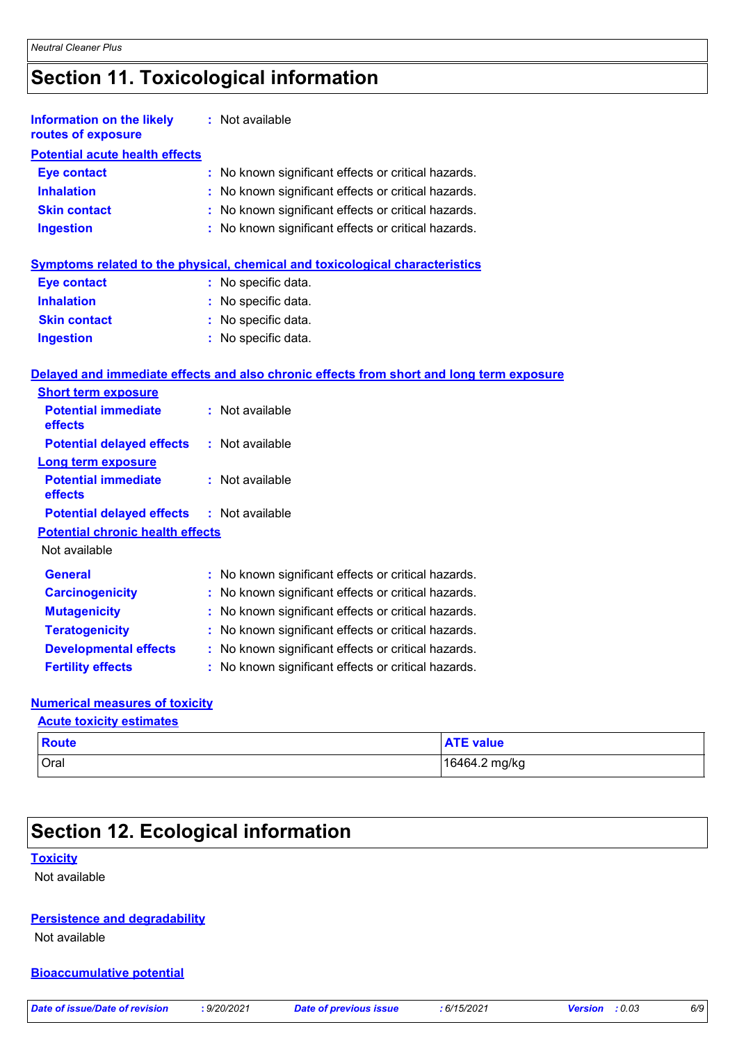# Section 11. Toxicological information

**Information on the likely routes of exposure** : Not available

**Potential acute health effects**

**Eye contact** : No known significant effects or critical hazards.
**Inhalation** : No known significant effects or critical hazards.
**Skin contact** : No known significant effects or critical hazards.
**Ingestion** : No known significant effects or critical hazards.

**Symptoms related to the physical, chemical and toxicological characteristics**

**Eye contact** : No specific data.
**Inhalation** : No specific data.
**Skin contact** : No specific data.
**Ingestion** : No specific data.

**Delayed and immediate effects and also chronic effects from short and long term exposure**

**Short term exposure**

**Potential immediate effects** : Not available
**Potential delayed effects** : Not available

**Long term exposure**

**Potential immediate effects** : Not available
**Potential delayed effects** : Not available

**Potential chronic health effects**

Not available

**General** : No known significant effects or critical hazards.
**Carcinogenicity** : No known significant effects or critical hazards.
**Mutagenicity** : No known significant effects or critical hazards.
**Teratogenicity** : No known significant effects or critical hazards.
**Developmental effects** : No known significant effects or critical hazards.
**Fertility effects** : No known significant effects or critical hazards.

**Numerical measures of toxicity**

**Acute toxicity estimates**

| Route | ATE value |
|---|---|
| Oral | 16464.2 mg/kg |

# Section 12. Ecological information

**Toxicity**

Not available

**Persistence and degradability**

Not available

**Bioaccumulative potential**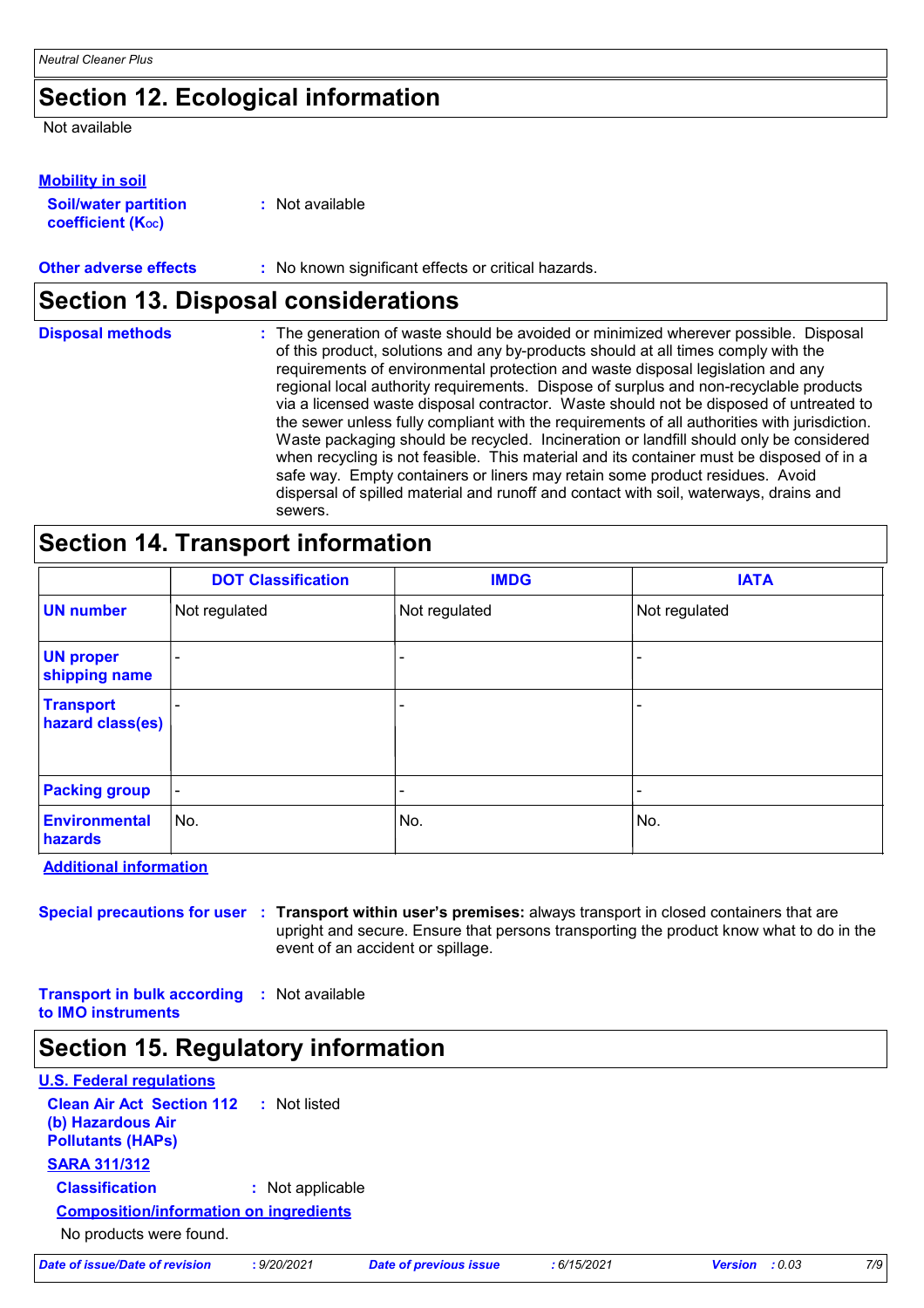## Section 12. Ecological information

Not available

**Mobility in soil**

**Soil/water partition coefficient ($K_{OC}$)** : Not available

**Other adverse effects** : No known significant effects or critical hazards.

## Section 13. Disposal considerations

**Disposal methods** : The generation of waste should be avoided or minimized wherever possible. Disposal of this product, solutions and any by-products should at all times comply with the requirements of environmental protection and waste disposal legislation and any regional local authority requirements. Dispose of surplus and non-recyclable products via a licensed waste disposal contractor. Waste should not be disposed of untreated to the sewer unless fully compliant with the requirements of all authorities with jurisdiction. Waste packaging should be recycled. Incineration or landfill should only be considered when recycling is not feasible. This material and its container must be disposed of in a safe way. Empty containers or liners may retain some product residues. Avoid dispersal of spilled material and runoff and contact with soil, waterways, drains and sewers.

## Section 14. Transport information

| | DOT Classification | IMDG | IATA |
|---|---|---|---|
| **UN number** | Not regulated | Not regulated | Not regulated |
| **UN proper shipping name** | - | - | - |
| **Transport hazard class(es)** | - | - | - |
| **Packing group** | - | - | - |
| **Environmental hazards** | No. | No. | No. |

**Additional information**

**Special precautions for user** : **Transport within user's premises:** always transport in closed containers that are upright and secure. Ensure that persons transporting the product know what to do in the event of an accident or spillage.

**Transport in bulk according to IMO instruments** : Not available

## Section 15. Regulatory information

**U.S. Federal regulations**

**Clean Air Act Section 112 (b) Hazardous Air Pollutants (HAPs)** : Not listed

**SARA 311/312**

**Classification** : Not applicable

**Composition/information on ingredients**

No products were found.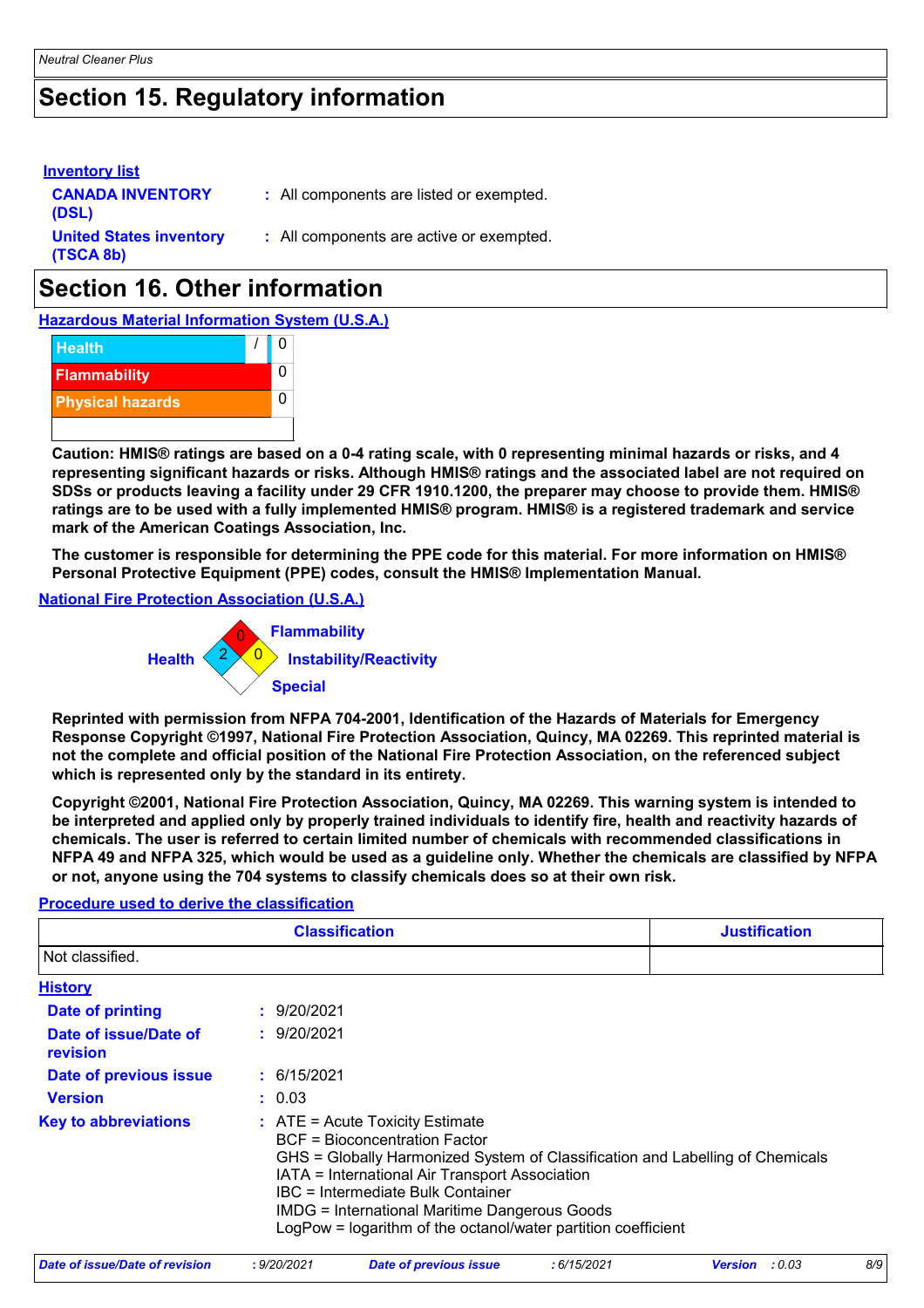# Section 15. Regulatory information

**Inventory list**

**CANADA INVENTORY (DSL)** : All components are listed or exempted.

**United States inventory (TSCA 8b)** : All components are active or exempted.

# Section 16. Other information

**Hazardous Material Information System (U.S.A.)**

| | |
|---|---|
| Health | / 0 |
| Flammability | 0 |
| Physical hazards | 0 |
| | |

**Caution: HMIS® ratings are based on a 0-4 rating scale, with 0 representing minimal hazards or risks, and 4 representing significant hazards or risks. Although HMIS® ratings and the associated label are not required on SDSs or products leaving a facility under 29 CFR 1910.1200, the preparer may choose to provide them. HMIS® ratings are to be used with a fully implemented HMIS® program. HMIS® is a registered trademark and service mark of the American Coatings Association, Inc.**

**The customer is responsible for determining the PPE code for this material. For more information on HMIS® Personal Protective Equipment (PPE) codes, consult the HMIS® Implementation Manual.**

**National Fire Protection Association (U.S.A.)**

Flammability: 0
Health: 2
Instability/Reactivity: 0
Special:

**Reprinted with permission from NFPA 704-2001, Identification of the Hazards of Materials for Emergency Response Copyright ©1997, National Fire Protection Association, Quincy, MA 02269. This reprinted material is not the complete and official position of the National Fire Protection Association, on the referenced subject which is represented only by the standard in its entirety.**

**Copyright ©2001, National Fire Protection Association, Quincy, MA 02269. This warning system is intended to be interpreted and applied only by properly trained individuals to identify fire, health and reactivity hazards of chemicals. The user is referred to certain limited number of chemicals with recommended classifications in NFPA 49 and NFPA 325, which would be used as a guideline only. Whether the chemicals are classified by NFPA or not, anyone using the 704 systems to classify chemicals does so at their own risk.**

**Procedure used to derive the classification**

| Classification | Justification |
|---|---|
| Not classified. | |

**History**

**Date of printing** : 9/20/2021

**Date of issue/Date of revision** : 9/20/2021

**Date of previous issue** : 6/15/2021

**Version** : 0.03

**Key to abbreviations** : ATE = Acute Toxicity Estimate
BCF = Bioconcentration Factor
GHS = Globally Harmonized System of Classification and Labelling of Chemicals
IATA = International Air Transport Association
IBC = Intermediate Bulk Container
IMDG = International Maritime Dangerous Goods
LogPow = logarithm of the octanol/water partition coefficient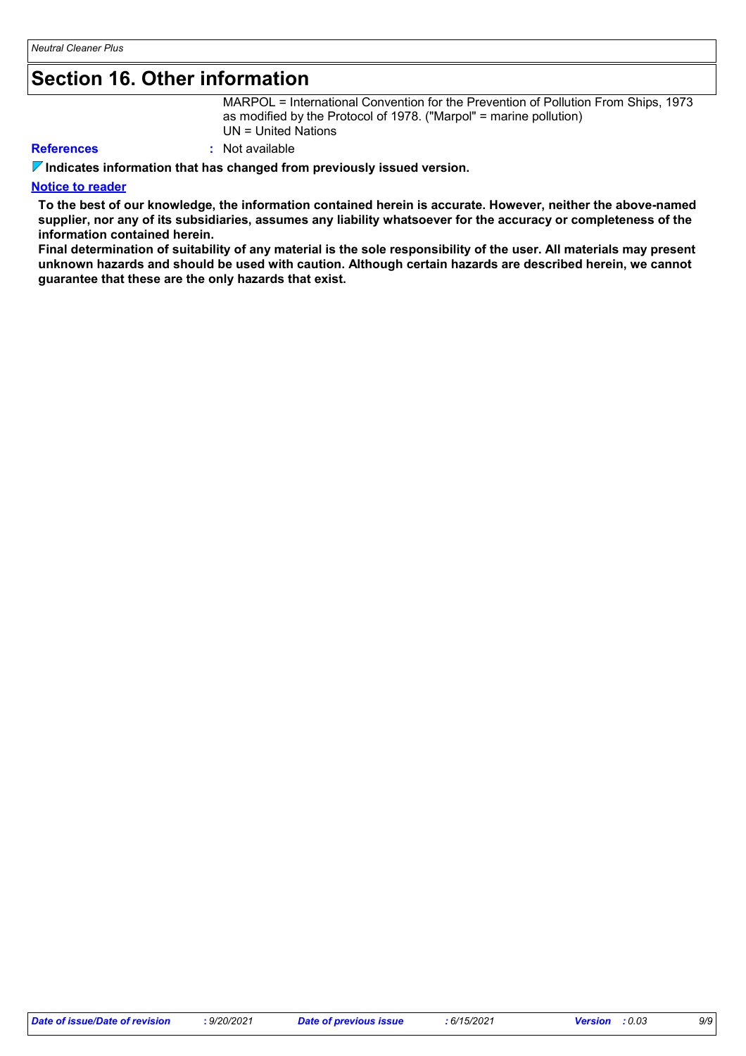## Section 16. Other information

MARPOL = International Convention for the Prevention of Pollution From Ships, 1973 as modified by the Protocol of 1978. ("Marpol" = marine pollution)
UN = United Nations

**References** : Not available

**Indicates information that has changed from previously issued version.**

**Notice to reader**

**To the best of our knowledge, the information contained herein is accurate. However, neither the above-named supplier, nor any of its subsidiaries, assumes any liability whatsoever for the accuracy or completeness of the information contained herein.**
**Final determination of suitability of any material is the sole responsibility of the user. All materials may present unknown hazards and should be used with caution. Although certain hazards are described herein, we cannot guarantee that these are the only hazards that exist.**